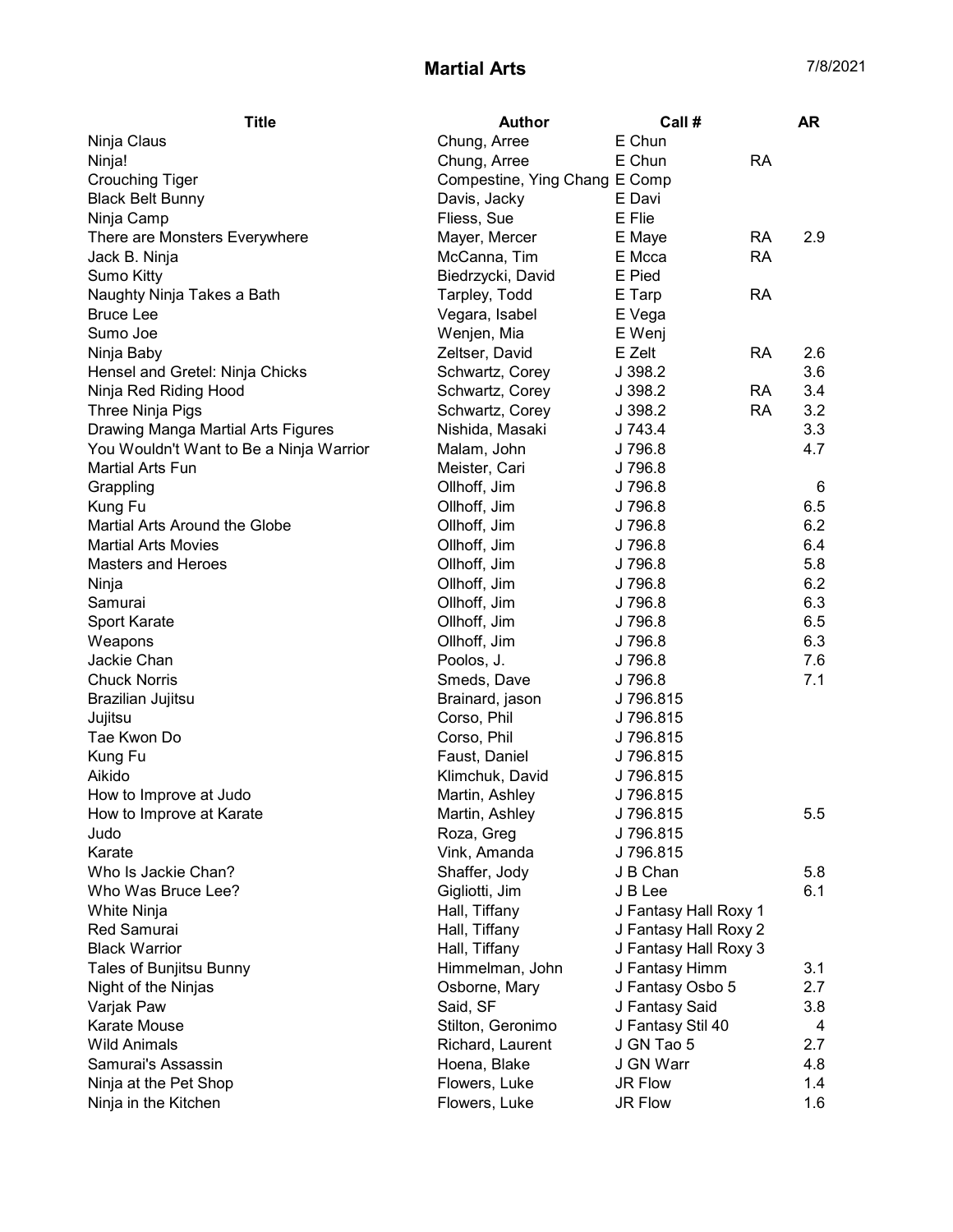# Martial Arts

7/8/2021

| Title | Author | Call # | | AR |
|---|---|---|---|---|
| Ninja Claus | Chung, Arree | E Chun | | |
| Ninja! | Chung, Arree | E Chun | RA | |
| Crouching Tiger | Compestine, Ying Chang | E Comp | | |
| Black Belt Bunny | Davis, Jacky | E Davi | | |
| Ninja Camp | Fliess, Sue | E Flie | | |
| There are Monsters Everywhere | Mayer, Mercer | E Maye | RA | 2.9 |
| Jack B. Ninja | McCanna, Tim | E Mcca | RA | |
| Sumo Kitty | Biedrzycki, David | E Pied | | |
| Naughty Ninja Takes a Bath | Tarpley, Todd | E Tarp | RA | |
| Bruce Lee | Vegara, Isabel | E Vega | | |
| Sumo Joe | Wenjen, Mia | E Wenj | | |
| Ninja Baby | Zeltser, David | E Zelt | RA | 2.6 |
| Hensel and Gretel: Ninja Chicks | Schwartz, Corey | J 398.2 | | 3.6 |
| Ninja Red Riding Hood | Schwartz, Corey | J 398.2 | RA | 3.4 |
| Three Ninja Pigs | Schwartz, Corey | J 398.2 | RA | 3.2 |
| Drawing Manga Martial Arts Figures | Nishida, Masaki | J 743.4 | | 3.3 |
| You Wouldn't Want to Be a Ninja Warrior | Malam, John | J 796.8 | | 4.7 |
| Martial Arts Fun | Meister, Cari | J 796.8 | | |
| Grappling | Ollhoff, Jim | J 796.8 | | 6 |
| Kung Fu | Ollhoff, Jim | J 796.8 | | 6.5 |
| Martial Arts Around the Globe | Ollhoff, Jim | J 796.8 | | 6.2 |
| Martial Arts Movies | Ollhoff, Jim | J 796.8 | | 6.4 |
| Masters and Heroes | Ollhoff, Jim | J 796.8 | | 5.8 |
| Ninja | Ollhoff, Jim | J 796.8 | | 6.2 |
| Samurai | Ollhoff, Jim | J 796.8 | | 6.3 |
| Sport Karate | Ollhoff, Jim | J 796.8 | | 6.5 |
| Weapons | Ollhoff, Jim | J 796.8 | | 6.3 |
| Jackie Chan | Poolos, J. | J 796.8 | | 7.6 |
| Chuck Norris | Smeds, Dave | J 796.8 | | 7.1 |
| Brazilian Jujitsu | Brainard, jason | J 796.815 | | |
| Jujitsu | Corso, Phil | J 796.815 | | |
| Tae Kwon Do | Corso, Phil | J 796.815 | | |
| Kung Fu | Faust, Daniel | J 796.815 | | |
| Aikido | Klimchuk, David | J 796.815 | | |
| How to Improve at Judo | Martin, Ashley | J 796.815 | | |
| How to Improve at Karate | Martin, Ashley | J 796.815 | | 5.5 |
| Judo | Roza, Greg | J 796.815 | | |
| Karate | Vink, Amanda | J 796.815 | | |
| Who Is Jackie Chan? | Shaffer, Jody | J B Chan | | 5.8 |
| Who Was Bruce Lee? | Gigliotti, Jim | J B Lee | | 6.1 |
| White Ninja | Hall, Tiffany | J Fantasy Hall Roxy 1 | | |
| Red Samurai | Hall, Tiffany | J Fantasy Hall Roxy 2 | | |
| Black Warrior | Hall, Tiffany | J Fantasy Hall Roxy 3 | | |
| Tales of Bunjitsu Bunny | Himmelman, John | J Fantasy Himm | | 3.1 |
| Night of the Ninjas | Osborne, Mary | J Fantasy Osbo 5 | | 2.7 |
| Varjak Paw | Said, SF | J Fantasy Said | | 3.8 |
| Karate Mouse | Stilton, Geronimo | J Fantasy Stil 40 | | 4 |
| Wild Animals | Richard, Laurent | J GN Tao 5 | | 2.7 |
| Samurai's Assassin | Hoena, Blake | J GN Warr | | 4.8 |
| Ninja at the Pet Shop | Flowers, Luke | JR Flow | | 1.4 |
| Ninja in the Kitchen | Flowers, Luke | JR Flow | | 1.6 |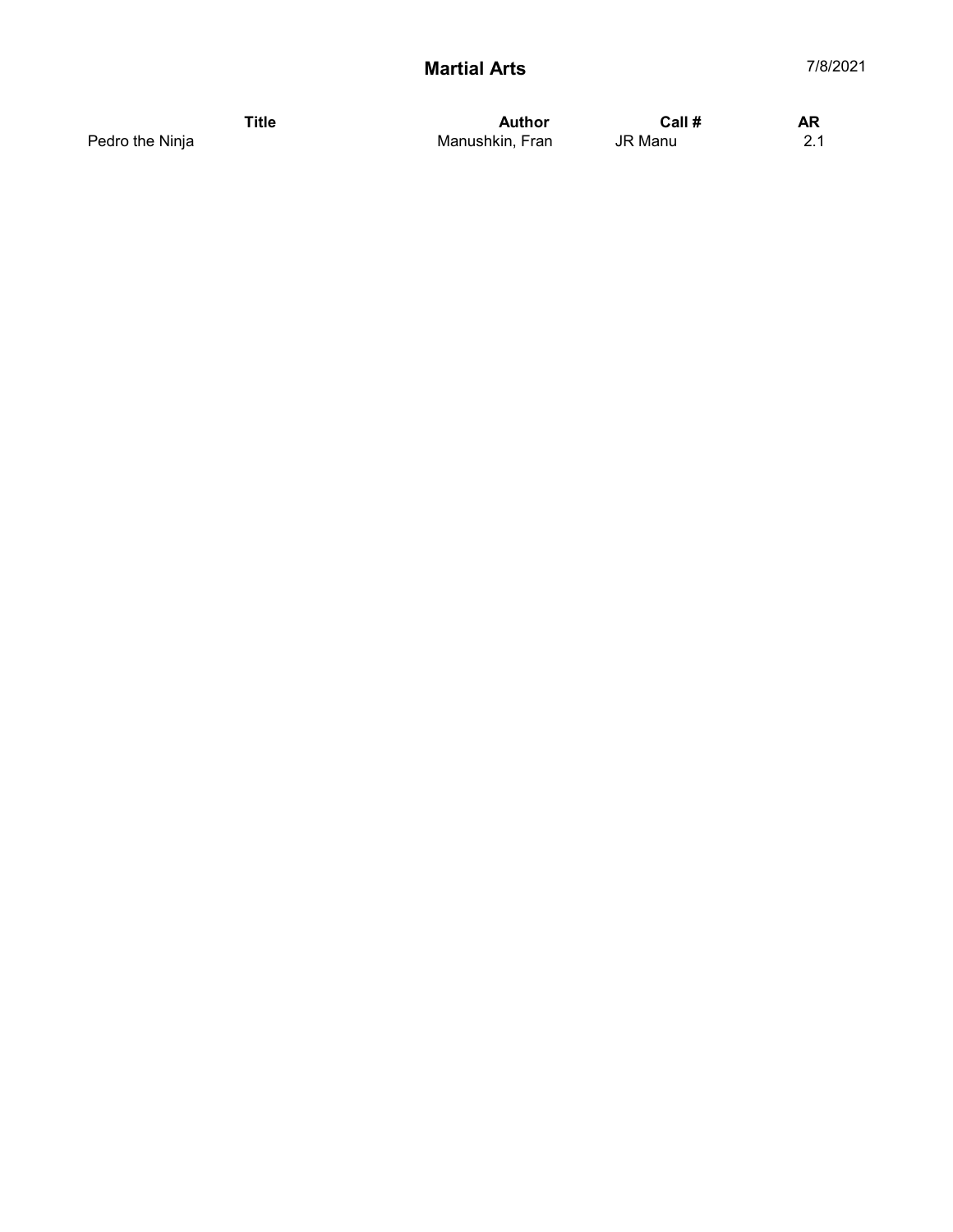# Martial Arts

7/8/2021

| Title | Author | Call # | AR |
| --- | --- | --- | --- |
| Pedro the Ninja | Manushkin, Fran | JR Manu | 2.1 |